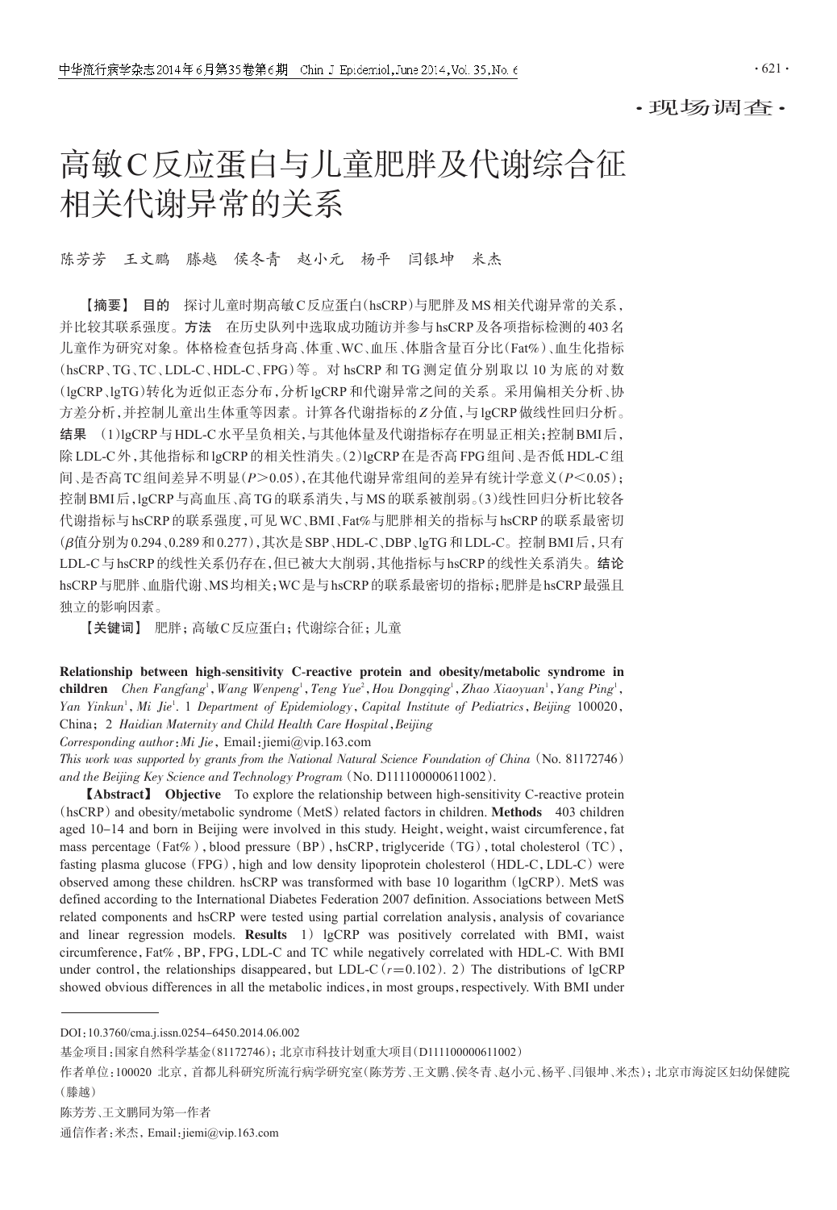·现场调查·

# 高敏C反应蛋白与儿童肥胖及代谢综合征相关代谢异常的关系

陈芳芳　王文鹏　滕越　侯冬青　赵小元　杨平　闫银坤　米杰

【摘要】 **目的**　探讨儿童时期高敏C反应蛋白(hsCRP)与肥胖及MS相关代谢异常的关系，并比较其联系强度。**方法**　在历史队列中选取成功随访并参与hsCRP及各项指标检测的403名儿童作为研究对象。体格检查包括身高、体重、WC、血压、体脂含量百分比(Fat%)、血生化指标(hsCRP、TG、TC、LDL-C、HDL-C、FPG)等。对hsCRP和TG测定值分别取以10为底的对数(lgCRP、lgTG)转化为近似正态分布，分析lgCRP和代谢异常之间的关系。采用偏相关分析、协方差分析，并控制儿童出生体重等因素。计算各代谢指标的Z分值，与lgCRP做线性回归分析。**结果**　(1)lgCRP与HDL-C水平呈负相关，与其他体量及代谢指标存在明显正相关；控制BMI后，除LDL-C外，其他指标和lgCRP的相关性消失。(2)lgCRP在是否高FPG组间、是否低HDL-C组间、是否高TC组间差异不明显($P>0.05$)，在其他代谢异常组间的差异有统计学意义($P<0.05$)；控制BMI后，lgCRP与高血压、高TG的联系消失，与MS的联系被削弱。(3)线性回归分析比较各代谢指标与hsCRP的联系强度，可见WC、BMI、Fat%与肥胖相关的指标与hsCRP的联系最密切($\beta$值分别为0.294、0.289和0.277)，其次是SBP、HDL-C、DBP、lgTG和LDL-C。控制BMI后，只有LDL-C与hsCRP的线性关系仍存在，但已被大大削弱，其他指标与hsCRP的线性关系消失。**结论**　hsCRP与肥胖、血脂代谢、MS均相关；WC是与hsCRP的联系最密切的指标；肥胖是hsCRP最强且独立的影响因素。

【关键词】 肥胖；高敏C反应蛋白；代谢综合征；儿童

**Relationship between high-sensitivity C-reactive protein and obesity/metabolic syndrome in children**　*Chen Fangfang*[1], *Wang Wenpeng*[1], *Teng Yue*[2], *Hou Dongqing*[1], *Zhao Xiaoyuan*[1], *Yang Ping*[1], *Yan Yinkun*[1], *Mi Jie*[1]. 1 *Department of Epidemiology, Capital Institute of Pediatrics, Beijing* 100020, China; 2 *Haidian Maternity and Child Health Care Hospital, Beijing*

*Corresponding author: Mi Jie*, Email: jiemi@vip.163.com

*This work was supported by grants from the National Natural Science Foundation of China* (No. 81172746) *and the Beijing Key Science and Technology Program* (No. D111100000611002).

【**Abstract**】 **Objective**　To explore the relationship between high-sensitivity C-reactive protein (hsCRP) and obesity/metabolic syndrome (MetS) related factors in children. **Methods**　403 children aged 10–14 and born in Beijing were involved in this study. Height, weight, waist circumference, fat mass percentage (Fat%), blood pressure (BP), hsCRP, triglyceride (TG), total cholesterol (TC), fasting plasma glucose (FPG), high and low density lipoprotein cholesterol (HDL-C, LDL-C) were observed among these children. hsCRP was transformed with base 10 logarithm (lgCRP). MetS was defined according to the International Diabetes Federation 2007 definition. Associations between MetS related components and hsCRP were tested using partial correlation analysis, analysis of covariance and linear regression models. **Results**　1) lgCRP was positively correlated with BMI, waist circumference, Fat%, BP, FPG, LDL-C and TC while negatively correlated with HDL-C. With BMI under control, the relationships disappeared, but LDL-C ($r=0.102$). 2) The distributions of lgCRP showed obvious differences in all the metabolic indices, in most groups, respectively. With BMI under

---

DOI: 10.3760/cma.j.issn.0254-6450.2014.06.002

基金项目：国家自然科学基金(81172746)；北京市科技计划重大项目(D111100000611002)

作者单位：100020 北京，首都儿科研究所流行病学研究室(陈芳芳、王文鹏、侯冬青、赵小元、杨平、闫银坤、米杰)；北京市海淀区妇幼保健院(滕越)

陈芳芳、王文鹏同为第一作者

通信作者：米杰，Email: jiemi@vip.163.com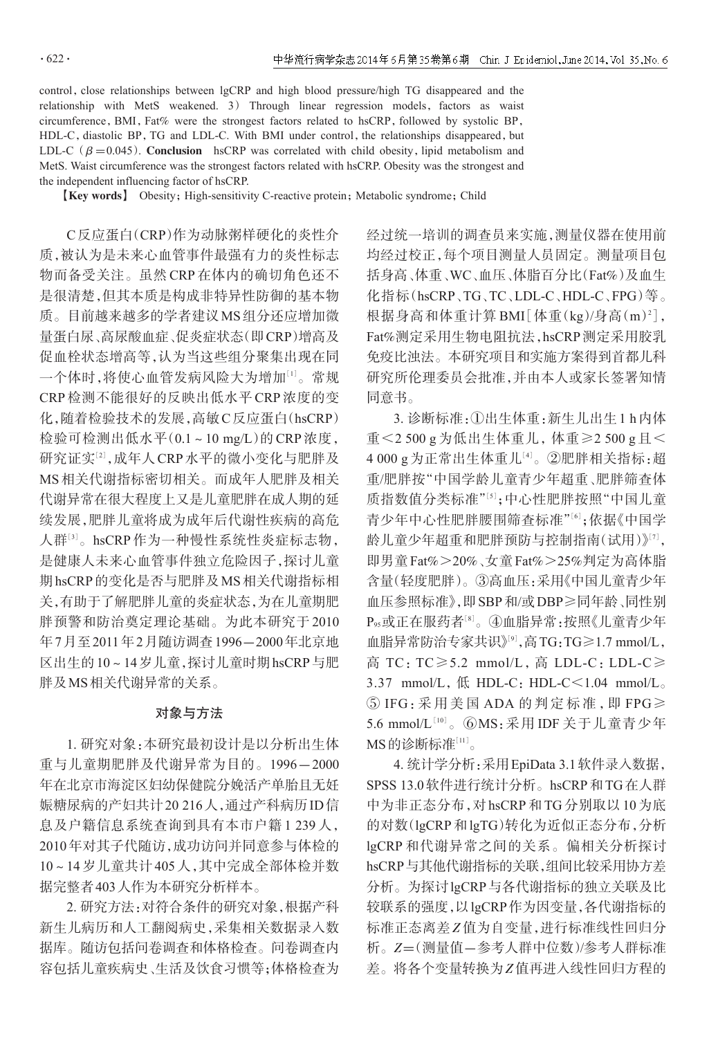control, close relationships between lgCRP and high blood pressure/high TG disappeared and the relationship with MetS weakened. 3) Through linear regression models, factors as waist circumference, BMI, Fat% were the strongest factors related to hsCRP, followed by systolic BP, HDL-C, diastolic BP, TG and LDL-C. With BMI under control, the relationships disappeared, but LDL-C ($\beta$=0.045). **Conclusion** hsCRP was correlated with child obesity, lipid metabolism and MetS. Waist circumference was the strongest factors related with hsCRP. Obesity was the strongest and the independent influencing factor of hsCRP.

【**Key words**】 Obesity; High-sensitivity C-reactive protein; Metabolic syndrome; Child

C反应蛋白(CRP)作为动脉粥样硬化的炎性介质,被认为是未来心血管事件最强有力的炎性标志物而备受关注。虽然CRP在体内的确切角色还不是很清楚,但其本质是构成非特异性防御的基本物质。目前越来越多的学者建议MS组分还应增加微量蛋白尿、高尿酸血症、促炎症状态(即CRP)增高及促血栓状态增高等,认为当这些组分聚集出现在同一个体时,将使心血管发病风险大为增加[1]。常规CRP检测不能很好的反映出低水平CRP浓度的变化,随着检验技术的发展,高敏C反应蛋白(hsCRP)检验可检测出低水平(0.1～10 mg/L)的CRP浓度,研究证实[2],成年人CRP水平的微小变化与肥胖及MS相关代谢指标密切相关。而成年人肥胖及相关代谢异常在很大程度上又是儿童肥胖在成人期的延续发展,肥胖儿童将成为成年后代谢性疾病的高危人群[3]。hsCRP作为一种慢性系统性炎症标志物,是健康人未来心血管事件独立危险因子,探讨儿童期hsCRP的变化是否与肥胖及MS相关代谢指标相关,有助于了解肥胖儿童的炎症状态,为在儿童期肥胖预警和防治奠定理论基础。为此本研究于2010年7月至2011年2月随访调查1996－2000年北京地区出生的10～14岁儿童,探讨儿童时期hsCRP与肥胖及MS相关代谢异常的关系。

## 对象与方法

1. 研究对象:本研究最初设计是以分析出生体重与儿童期肥胖及代谢异常为目的。1996－2000年在北京市海淀区妇幼保健院分娩活产单胎且无妊娠糖尿病的产妇共计20 216人,通过产科病历ID信息及户籍信息系统查询到具有本市户籍1 239人,2010年对其子代随访,成功访问并同意参与体检的10～14岁儿童共计405人,其中完成全部体检并数据完整者403人作为本研究分析样本。

2. 研究方法:对符合条件的研究对象,根据产科新生儿病历和人工翻阅病史,采集相关数据录入数据库。随访包括问卷调查和体格检查。问卷调查内容包括儿童疾病史、生活及饮食习惯等;体格检查为经过统一培训的调查员来实施,测量仪器在使用前均经过校正,每个项目测量人员固定。测量项目包括身高、体重、WC、血压、体脂百分比(Fat%)及血生化指标(hsCRP、TG、TC、LDL-C、HDL-C、FPG)等。根据身高和体重计算BMI[体重(kg)/身高(m)$^2$],Fat%测定采用生物电阻抗法,hsCRP测定采用胶乳免疫比浊法。本研究项目和实施方案得到首都儿科研究所伦理委员会批准,并由本人或家长签署知情同意书。

3. 诊断标准:①出生体重:新生儿出生1 h内体重＜2 500 g为低出生体重儿,体重≥2 500 g且＜4 000 g为正常出生体重儿[4]。②肥胖相关指标:超重/肥胖按"中国学龄儿童青少年超重、肥胖筛查体质指数值分类标准"[5];中心性肥胖按照"中国儿童青少年中心性肥胖腰围筛查标准"[6];依据《中国学龄儿童少年超重和肥胖预防与控制指南(试用)》[7],即男童Fat%＞20%、女童Fat%＞25%判定为高体脂含量(轻度肥胖)。③高血压:采用《中国儿童青少年血压参照标准》,即SBP和/或DBP≥同年龄、同性别$P_{95}$或正在服药者[8]。④血脂异常:按照《儿童青少年血脂异常防治专家共识》[9],高TG:TG≥1.7 mmol/L,高TC:TC≥5.2 mmol/L,高LDL-C:LDL-C≥3.37 mmol/L,低HDL-C:HDL-C＜1.04 mmol/L。⑤IFG:采用美国ADA的判定标准,即FPG≥5.6 mmol/L[10]。⑥MS:采用IDF关于儿童青少年MS的诊断标准[11]。

4. 统计学分析:采用EpiData 3.1软件录入数据,SPSS 13.0软件进行统计分析。hsCRP和TG在人群中为非正态分布,对hsCRP和TG分别取以10为底的对数(lgCRP和lgTG)转化为近似正态分布,分析lgCRP和代谢异常之间的关系。偏相关分析探讨hsCRP与其他代谢指标的关联,组间比较采用协方差分析。为探讨lgCRP与各代谢指标的独立关联及比较联系的强度,以lgCRP作为因变量,各代谢指标的标准正态离差$Z$值为自变量,进行标准线性回归分析。$Z$=(测量值－参考人群中位数)/参考人群标准差。将各个变量转换为$Z$值再进入线性回归方程的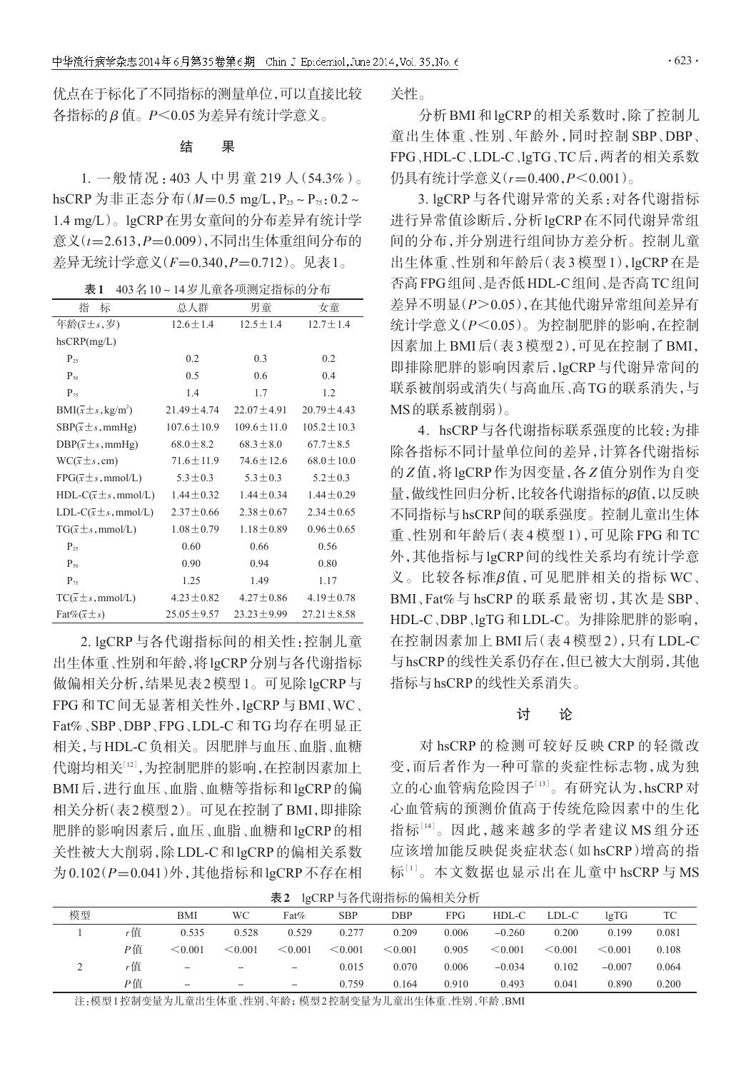优点在于标化了不同指标的测量单位，可以直接比较各指标的$\beta$值。$P<0.05$为差异有统计学意义。

## 结 果

1. 一般情况：403人中男童219人（54.3%）。hsCRP为非正态分布（$M=0.5$ mg/L，$P_{25}\sim P_{75}$：0.2～1.4 mg/L）。lgCRP在男女童间的分布差异有统计学意义（$t=2.613$，$P=0.009$），不同出生体重组间分布的差异无统计学意义（$F=0.340$，$P=0.712$）。见表1。

**表1** 403名10～14岁儿童各项测定指标的分布

| 指 标 | 总人群 | 男童 | 女童 |
|---|---|---|---|
| 年龄($\bar{x}\pm s$，岁) | 12.6±1.4 | 12.5±1.4 | 12.7±1.4 |
| hsCRP(mg/L) | | | |
| $P_{25}$ | 0.2 | 0.3 | 0.2 |
| $P_{50}$ | 0.5 | 0.6 | 0.4 |
| $P_{75}$ | 1.4 | 1.7 | 1.2 |
| BMI($\bar{x}\pm s$，kg/m$^2$) | 21.49±4.74 | 22.07±4.91 | 20.79±4.43 |
| SBP($\bar{x}\pm s$，mmHg) | 107.6±10.9 | 109.6±11.0 | 105.2±10.3 |
| DBP($\bar{x}\pm s$，mmHg) | 68.0±8.2 | 68.3±8.0 | 67.7±8.5 |
| WC($\bar{x}\pm s$，cm) | 71.6±11.9 | 74.6±12.6 | 68.0±10.0 |
| FPG($\bar{x}\pm s$，mmol/L) | 5.3±0.3 | 5.3±0.3 | 5.2±0.3 |
| HDL-C($\bar{x}\pm s$，mmol/L) | 1.44±0.32 | 1.44±0.34 | 1.44±0.29 |
| LDL-C($\bar{x}\pm s$，mmol/L) | 2.37±0.66 | 2.38±0.67 | 2.34±0.65 |
| TG($\bar{x}\pm s$，mmol/L) | 1.08±0.79 | 1.18±0.89 | 0.96±0.65 |
| $P_{25}$ | 0.60 | 0.66 | 0.56 |
| $P_{50}$ | 0.90 | 0.94 | 0.80 |
| $P_{75}$ | 1.25 | 1.49 | 1.17 |
| TC($\bar{x}\pm s$，mmol/L) | 4.23±0.82 | 4.27±0.86 | 4.19±0.78 |
| Fat%($\bar{x}\pm s$) | 25.05±9.57 | 23.23±9.99 | 27.21±8.58 |

2. lgCRP与各代谢指标间的相关性：控制儿童出生体重、性别和年龄，将lgCRP分别与各代谢指标做偏相关分析，结果见表2模型1。可见除lgCRP与FPG和TC间无显著相关性外，lgCRP与BMI、WC、Fat%、SBP、DBP、FPG、LDL-C和TG均存在明显正相关，与HDL-C负相关。因肥胖与血压、血脂、血糖代谢均相关[12]，为控制肥胖的影响，在控制因素加上BMI后，进行血压、血脂、血糖等指标和lgCRP的偏相关分析（表2模型2）。可见在控制了BMI，即排除肥胖的影响因素后，血压、血脂、血糖和lgCRP的相关性被大大削弱，除LDL-C和lgCRP的偏相关系数为0.102（$P=0.041$）外，其他指标和lgCRP不存在相关性。

分析BMI和lgCRP的相关系数时，除了控制儿童出生体重、性别、年龄外，同时控制SBP、DBP、FPG、HDL-C、LDL-C、lgTG、TC后，两者的相关系数仍具有统计学意义（$r=0.400$，$P<0.001$）。

3. lgCRP与各代谢异常的关系：对各代谢指标进行异常值诊断后，分析lgCRP在不同代谢异常组间的分布，并分别进行组间协方差分析。控制儿童出生体重、性别和年龄后（表3模型1），lgCRP在是否高FPG组间、是否低HDL-C组间、是否高TC组间差异不明显（$P>0.05$），在其他代谢异常组间差异有统计学意义（$P<0.05$）。为控制肥胖的影响，在控制因素加上BMI后（表3模型2），可见在控制了BMI，即排除肥胖的影响因素后，lgCRP与代谢异常间的联系被削弱或消失（与高血压、高TG的联系消失，与MS的联系被削弱）。

4. hsCRP与各代谢指标联系强度的比较：为排除各指标不同计量单位间的差异，计算各代谢指标的$Z$值，将lgCRP作为因变量，各$Z$值分别作为自变量，做线性回归分析，比较各代谢指标的$\beta$值，以反映不同指标与hsCRP间的联系强度。控制儿童出生体重、性别和年龄后（表4模型1），可见除FPG和TC外，其他指标与lgCRP间的线性关系均有统计学意义。比较各标准$\beta$值，可见肥胖相关的指标WC、BMI、Fat%与hsCRP的联系最密切，其次是SBP、HDL-C、DBP、lgTG和LDL-C。为排除肥胖的影响，在控制因素加上BMI后（表4模型2），只有LDL-C与hsCRP的线性关系仍存在，但已被大大削弱，其他指标与hsCRP的线性关系消失。

## 讨 论

对hsCRP的检测可较好反映CRP的轻微改变，而后者作为一种可靠的炎症性标志物，成为独立的心血管病危险因子[13]。有研究认为，hsCRP对心血管病的预测价值高于传统危险因素中的生化指标[14]。因此，越来越多的学者建议MS组分还应该增加能反映促炎症状态（如hsCRP）增高的指标[1]。本文数据也显示出在儿童中hsCRP与MS

**表2** lgCRP与各代谢指标的偏相关分析

| 模型 | | BMI | WC | Fat% | SBP | DBP | FPG | HDL-C | LDL-C | lgTG | TC |
|---|---|---|---|---|---|---|---|---|---|---|---|
| 1 | $r$值 | 0.535 | 0.528 | 0.529 | 0.277 | 0.209 | 0.006 | −0.260 | 0.200 | 0.199 | 0.081 |
| | $P$值 | <0.001 | <0.001 | <0.001 | <0.001 | <0.001 | 0.905 | <0.001 | <0.001 | <0.001 | 0.108 |
| 2 | $r$值 | – | – | – | 0.015 | 0.070 | 0.006 | −0.034 | 0.102 | −0.007 | 0.064 |
| | $P$值 | – | – | – | 0.759 | 0.164 | 0.910 | 0.493 | 0.041 | 0.890 | 0.200 |

注：模型1控制变量为儿童出生体重、性别、年龄；模型2控制变量为儿童出生体重、性别、年龄、BMI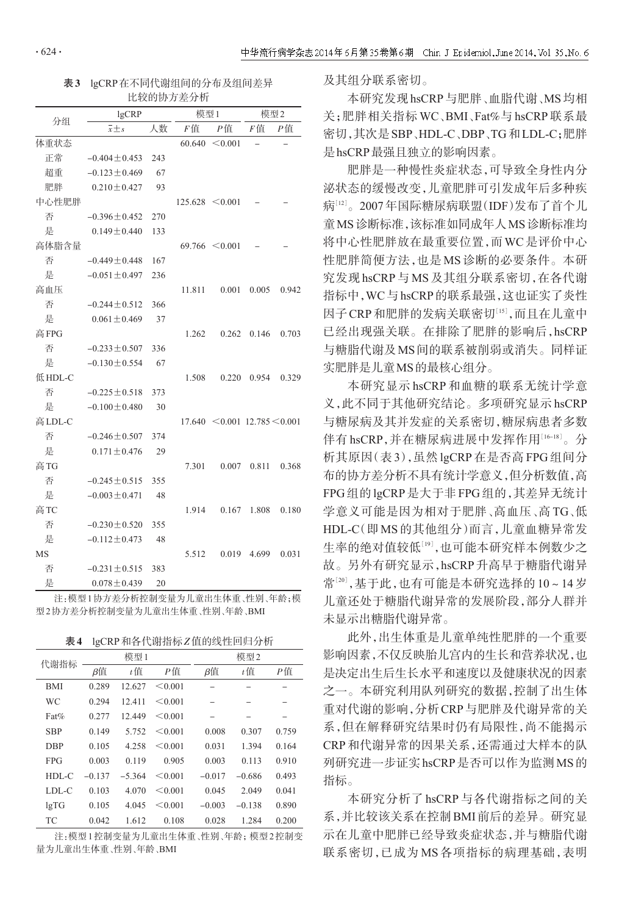**表3** lgCRP在不同代谢组间的分布及组间差异比较的协方差分析

| 分组 | lgCRP | | 模型1 | | 模型2 | |
|---|---|---|---|---|---|---|
| | $\bar{x}\pm s$ | 人数 | $F$值 | $P$值 | $F$值 | $P$值 |
| 体重状态 | | | 60.640 | <0.001 | – | – |
| 正常 | −0.404±0.453 | 243 | | | | |
| 超重 | −0.123±0.469 | 67 | | | | |
| 肥胖 | 0.210±0.427 | 93 | | | | |
| 中心性肥胖 | | | 125.628 | <0.001 | – | – |
| 否 | −0.396±0.452 | 270 | | | | |
| 是 | 0.149±0.440 | 133 | | | | |
| 高体脂含量 | | | 69.766 | <0.001 | – | – |
| 否 | −0.449±0.448 | 167 | | | | |
| 是 | −0.051±0.497 | 236 | | | | |
| 高血压 | | | 11.811 | 0.001 | 0.005 | 0.942 |
| 否 | −0.244±0.512 | 366 | | | | |
| 是 | 0.061±0.469 | 37 | | | | |
| 高FPG | | | 1.262 | 0.262 | 0.146 | 0.703 |
| 否 | −0.233±0.507 | 336 | | | | |
| 是 | −0.130±0.554 | 67 | | | | |
| 低HDL-C | | | 1.508 | 0.220 | 0.954 | 0.329 |
| 否 | −0.225±0.518 | 373 | | | | |
| 是 | −0.100±0.480 | 30 | | | | |
| 高LDL-C | | | 17.640 | <0.001 | 12.785 | <0.001 |
| 否 | −0.246±0.507 | 374 | | | | |
| 是 | 0.171±0.476 | 29 | | | | |
| 高TG | | | 7.301 | 0.007 | 0.811 | 0.368 |
| 否 | −0.245±0.515 | 355 | | | | |
| 是 | −0.003±0.471 | 48 | | | | |
| 高TC | | | 1.914 | 0.167 | 1.808 | 0.180 |
| 否 | −0.230±0.520 | 355 | | | | |
| 是 | −0.112±0.473 | 48 | | | | |
| MS | | | 5.512 | 0.019 | 4.699 | 0.031 |
| 否 | −0.231±0.515 | 383 | | | | |
| 是 | 0.078±0.439 | 20 | | | | |

注：模型1协方差分析控制变量为儿童出生体重、性别、年龄；模型2协方差分析控制变量为儿童出生体重、性别、年龄、BMI

**表4** lgCRP和各代谢指标$Z$值的线性回归分析

| 代谢指标 | 模型1 | | | 模型2 | | |
|---|---|---|---|---|---|---|
| | $\beta$值 | $t$值 | $P$值 | $\beta$值 | $t$值 | $P$值 |
| BMI | 0.289 | 12.627 | <0.001 | – | – | – |
| WC | 0.294 | 12.411 | <0.001 | – | – | – |
| Fat% | 0.277 | 12.449 | <0.001 | – | – | – |
| SBP | 0.149 | 5.752 | <0.001 | 0.008 | 0.307 | 0.759 |
| DBP | 0.105 | 4.258 | <0.001 | 0.031 | 1.394 | 0.164 |
| FPG | 0.003 | 0.119 | 0.905 | 0.003 | 0.113 | 0.910 |
| HDL-C | −0.137 | −5.364 | <0.001 | −0.017 | −0.686 | 0.493 |
| LDL-C | 0.103 | 4.070 | <0.001 | 0.045 | 2.049 | 0.041 |
| lgTG | 0.105 | 4.045 | <0.001 | −0.003 | −0.138 | 0.890 |
| TC | 0.042 | 1.612 | 0.108 | 0.028 | 1.284 | 0.200 |

注：模型1控制变量为儿童出生体重、性别、年龄；模型2控制变量为儿童出生体重、性别、年龄、BMI

及其组分联系密切。

本研究发现hsCRP与肥胖、血脂代谢、MS均相关；肥胖相关指标WC、BMI、Fat%与hsCRP联系最密切，其次是SBP、HDL-C、DBP、TG和LDL-C；肥胖是hsCRP最强且独立的影响因素。

肥胖是一种慢性炎症状态，可导致全身性内分泌状态的缓慢改变，儿童肥胖可引发成年后多种疾病[12]。2007年国际糖尿病联盟（IDF）发布了首个儿童MS诊断标准，该标准如同成年人MS诊断标准均将中心性肥胖放在最重要位置，而WC是评价中心性肥胖简便方法，也是MS诊断的必要条件。本研究发现hsCRP与MS及其组分联系密切，在各代谢指标中，WC与hsCRP的联系最强，这也证实了炎性因子CRP和肥胖的发病关联密切[15]，而且在儿童中已经出现强关联。在排除了肥胖的影响后，hsCRP与糖脂代谢及MS间的联系被削弱或消失。同样证实肥胖是儿童MS的最核心组分。

本研究显示hsCRP和血糖的联系无统计学意义，此不同于其他研究结论。多项研究显示hsCRP与糖尿病及其并发症的关系密切，糖尿病患者多数伴有hsCRP，并在糖尿病进展中发挥作用[16-18]。分析其原因（表3），虽然lgCRP在是否高FPG组间分布的协方差分析不具有统计学意义，但分析数值，高FPG组的lgCRP是大于非FPG组的，其差异无统计学意义可能是因为相对于肥胖、高血压、高TG、低HDL-C（即MS的其他组分）而言，儿童血糖异常发生率的绝对值较低[19]，也可能本研究样本例数少之故。另外有研究显示，hsCRP升高早于糖脂代谢异常[20]，基于此，也有可能是本研究选择的10～14岁儿童还处于糖脂代谢异常的发展阶段，部分人群并未显示出糖脂代谢异常。

此外，出生体重是儿童单纯性肥胖的一个重要影响因素，不仅反映胎儿宫内的生长和营养状况，也是决定出生后生长水平和速度以及健康状况的因素之一。本研究利用队列研究的数据，控制了出生体重对代谢的影响，分析CRP与肥胖及代谢异常的关系，但在解释研究结果时仍有局限性，尚不能揭示CRP和代谢异常的因果关系，还需通过大样本的队列研究进一步证实hsCRP是否可以作为监测MS的指标。

本研究分析了hsCRP与各代谢指标之间的关系，并比较该关系在控制BMI前后的差异。研究显示在儿童中肥胖已经导致炎症状态，并与糖脂代谢联系密切，已成为MS各项指标的病理基础，表明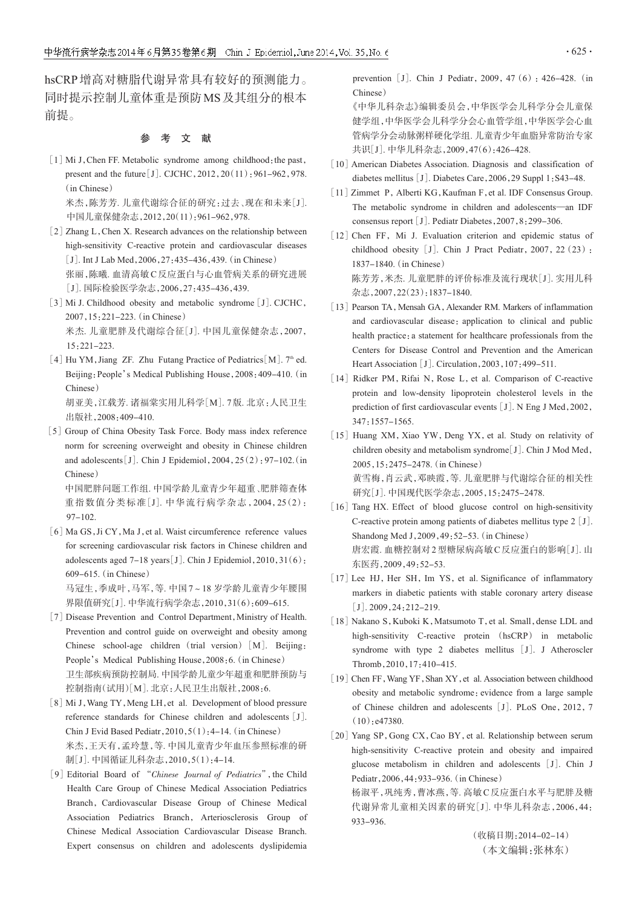hsCRP增高对糖脂代谢异常具有较好的预测能力。同时提示控制儿童体重是预防MS及其组分的根本前提。

## 参 考 文 献

[1] Mi J, Chen FF. Metabolic syndrome among childhood: the past, present and the future[J]. CJCHC, 2012, 20(11): 961-962, 978. (in Chinese)
米杰,陈芳芳. 儿童代谢综合征的研究:过去、现在和未来[J]. 中国儿童保健杂志, 2012, 20(11): 961-962, 978.

[2] Zhang L, Chen X. Research advances on the relationship between high-sensitivity C-reactive protein and cardiovascular diseases [J]. Int J Lab Med, 2006, 27: 435-436, 439. (in Chinese)
张丽,陈曦. 血清高敏C反应蛋白与心血管病关系的研究进展[J]. 国际检验医学杂志, 2006, 27: 435-436, 439.

[3] Mi J. Childhood obesity and metabolic syndrome [J]. CJCHC, 2007, 15: 221-223. (in Chinese)
米杰. 儿童肥胖及代谢综合征[J]. 中国儿童保健杂志, 2007, 15: 221-223.

[4] Hu YM, Jiang ZF. Zhu Futang Practice of Pediatrics[M]. 7th ed. Beijing: People's Medical Publishing House, 2008: 409-410. (in Chinese)
胡亚美,江载芳. 诸福棠实用儿科学[M]. 7版. 北京:人民卫生出版社, 2008: 409-410.

[5] Group of China Obesity Task Force. Body mass index reference norm for screening overweight and obesity in Chinese children and adolescents[J]. Chin J Epidemiol, 2004, 25(2): 97-102. (in Chinese)
中国肥胖问题工作组. 中国学龄儿童青少年超重、肥胖筛查体重指数值分类标准[J]. 中华流行病学杂志, 2004, 25(2): 97-102.

[6] Ma GS, Ji CY, Ma J, et al. Waist circumference reference values for screening cardiovascular risk factors in Chinese children and adolescents aged 7-18 years[J]. Chin J Epidemiol, 2010, 31(6): 609-615. (in Chinese)
马冠生,季成叶,马军,等. 中国7~18岁学龄儿童青少年腰围界限值研究[J]. 中华流行病学杂志, 2010, 31(6): 609-615.

[7] Disease Prevention and Control Department, Ministry of Health. Prevention and control guide on overweight and obesity among Chinese school-age children (trial version)[M]. Beijing: People's Medical Publishing House, 2008: 6. (in Chinese)
卫生部疾病预防控制局. 中国学龄儿童少年超重和肥胖预防与控制指南(试用)[M]. 北京:人民卫生出版社, 2008: 6.

[8] Mi J, Wang TY, Meng LH, et al. Development of blood pressure reference standards for Chinese children and adolescents [J]. Chin J Evid Based Pediatr, 2010, 5(1): 4-14. (in Chinese)
米杰,王天有,孟玲慧,等. 中国儿童青少年血压参照标准的研制[J]. 中国循证儿科杂志, 2010, 5(1): 4-14.

[9] Editorial Board of "*Chinese Journal of Pediatrics*", the Child Health Care Group of Chinese Medical Association Pediatrics Branch, Cardiovascular Disease Group of Chinese Medical Association Pediatrics Branch, Arteriosclerosis Group of Chinese Medical Association Cardiovascular Disease Branch. Expert consensus on children and adolescents dyslipidemia prevention [J]. Chin J Pediatr, 2009, 47(6): 426-428. (in Chinese)
《中华儿科杂志》编辑委员会,中华医学会儿科学分会儿童保健学组,中华医学会儿科学分会心血管学组,中华医学会心血管病学分会动脉粥样硬化学组. 儿童青少年血脂异常防治专家共识[J]. 中华儿科杂志, 2009, 47(6): 426-428.

[10] American Diabetes Association. Diagnosis and classification of diabetes mellitus [J]. Diabetes Care, 2006, 29 Suppl 1: S43-48.

[11] Zimmet P, Alberti KG, Kaufman F, et al. IDF Consensus Group. The metabolic syndrome in children and adolescents—an IDF consensus report [J]. Pediatr Diabetes, 2007, 8: 299-306.

[12] Chen FF, Mi J. Evaluation criterion and epidemic status of childhood obesity [J]. Chin J Pract Pediatr, 2007, 22(23): 1837-1840. (in Chinese)
陈芳芳,米杰. 儿童肥胖的评价标准及流行现状[J]. 实用儿科杂志, 2007, 22(23): 1837-1840.

[13] Pearson TA, Mensah GA, Alexander RM. Markers of inflammation and cardiovascular disease: application to clinical and public health practice: a statement for healthcare professionals from the Centers for Disease Control and Prevention and the American Heart Association [J]. Circulation, 2003, 107: 499-511.

[14] Ridker PM, Rifai N, Rose L, et al. Comparison of C-reactive protein and low-density lipoprotein cholesterol levels in the prediction of first cardiovascular events [J]. N Eng J Med, 2002, 347: 1557-1565.

[15] Huang XM, Xiao YW, Deng YX, et al. Study on relativity of children obesity and metabolism syndrome[J]. Chin J Mod Med, 2005, 15: 2475-2478. (in Chinese)
黄雪梅,肖云武,邓映霞,等. 儿童肥胖与代谢综合征的相关性研究[J]. 中国现代医学杂志, 2005, 15: 2475-2478.

[16] Tang HX. Effect of blood glucose control on high-sensitivity C-reactive protein among patients of diabetes mellitus type 2 [J]. Shandong Med J, 2009, 49: 52-53. (in Chinese)
唐宏霞. 血糖控制对2型糖尿病高敏C反应蛋白的影响[J]. 山东医药, 2009, 49: 52-53.

[17] Lee HJ, Her SH, Im YS, et al. Significance of inflammatory markers in diabetic patients with stable coronary artery disease [J]. 2009, 24: 212-219.

[18] Nakano S, Kuboki K, Matsumoto T, et al. Small, dense LDL and high-sensitivity C-reactive protein (hsCRP) in metabolic syndrome with type 2 diabetes mellitus [J]. J Atheroscler Thromb, 2010, 17: 410-415.

[19] Chen FF, Wang YF, Shan XY, et al. Association between childhood obesity and metabolic syndrome: evidence from a large sample of Chinese children and adolescents [J]. PLoS One, 2012, 7(10): e47380.

[20] Yang SP, Gong CX, Cao BY, et al. Relationship between serum high-sensitivity C-reactive protein and obesity and impaired glucose metabolism in children and adolescents [J]. Chin J Pediatr, 2006, 44: 933-936. (in Chinese)
杨淑平,巩纯秀,曹冰燕,等. 高敏C反应蛋白水平与肥胖及糖代谢异常儿童相关因素的研究[J]. 中华儿科杂志, 2006, 44: 933-936.

(收稿日期:2014-02-14)

(本文编辑:张林东)